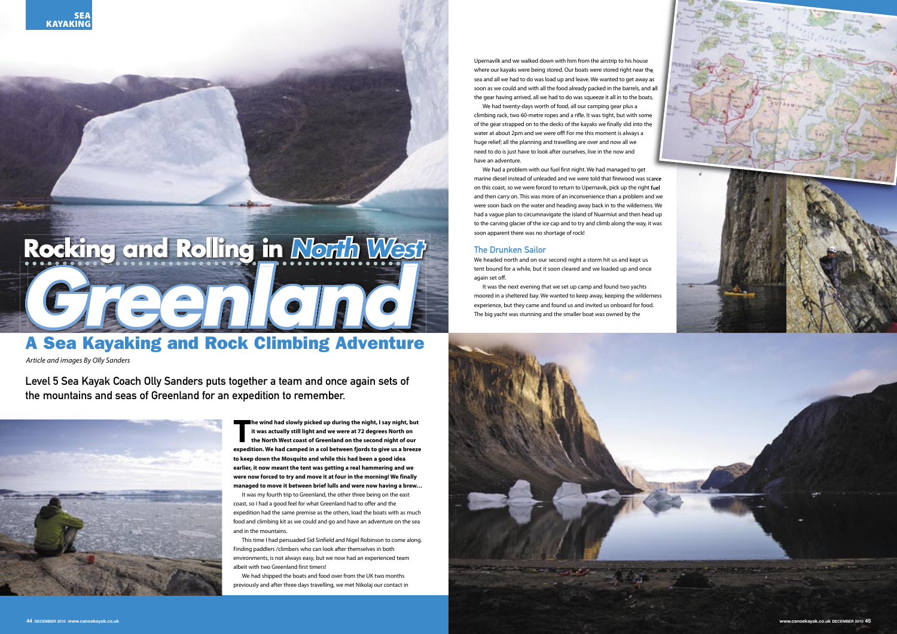# Rocking and Rolling in North West Greenland

## A Sea Kayaking and Rock Climbing Adventure

*Article and images By Olly Sanders*

**Level 5 Sea Kayak Coach Olly Sanders puts together a team and once again sets of the mountains and seas of Greenland for an expedition to remember.**

**The wind had slowly picked up during the night, I say night, but it was actually still light and we were at 72 degrees North on the North West coast of Greenland on the second night of our expedition. We had camped in a col between fjords to give us a breeze to keep down the Mosquito and while this had been a good idea earlier, it now meant the tent was getting a real hammering and we were now forced to try and move it at four in the morning! We finally managed to move it between brief lulls and were now having a brew…**

It was my fourth trip to Greenland, the other three being on the east coast, so I had a good feel for what Greenland had to offer and the expedition had the same premise as the others, load the boats with as much food and climbing kit as we could and go and have an adventure on the sea and in the mountains.

This time I had persuaded Sid Sinfield and Nigel Robinson to come along. Finding paddlers /climbers who can look after themselves in both environments, is not always easy, but we now had an experienced team albeit with two Greenland first timers!

We had shipped the boats and food over from the UK two months previously and after three days travelling, we met Nikolaj our contact in Upernavilk and we walked down with him from the airstrip to his house where our kayaks were being stored. Our boats were stored right near the sea and all we had to do was load up and leave. We wanted to get away as soon as we could and with all the food already packed in the barrels, and all the gear having arrived, all we had to do was squeeze it all in to the boats.

We had twenty-days worth of food, all our camping gear plus a climbing rack, two 60-metre ropes and a rifle. It was tight, but with some of the gear strapped on to the decks of the kayaks we finally slid into the water at about 2pm and we were off! For me this moment is always a huge relief; all the planning and travelling are over and now all we need to do is just have to look after ourselves, live in the now and have an adventure.

We had a problem with our fuel first night. We had managed to get marine diesel instead of unleaded and we were told that firewood was scarce on this coast, so we were forced to return to Upernavik, pick up the right fuel and then carry on. This was more of an inconvenience than a problem and we were soon back on the water and heading away back in to the wilderness. We had a vague plan to circumnavigate the island of Nuarmiut and then head up to the carving glacier of the ice cap and to try and climb along the way, it was soon apparent there was no shortage of rock!

### The Drunken Sailor

We headed north and on our second night a storm hit us and kept us tent bound for a while, but it soon cleared and we loaded up and once again set off.

It was the next evening that we set up camp and found two yachts moored in a sheltered bay. We wanted to keep away, keeping the wilderness experience, but they came and found us and invited us onboard for food. The big yacht was stunning and the smaller boat was owned by the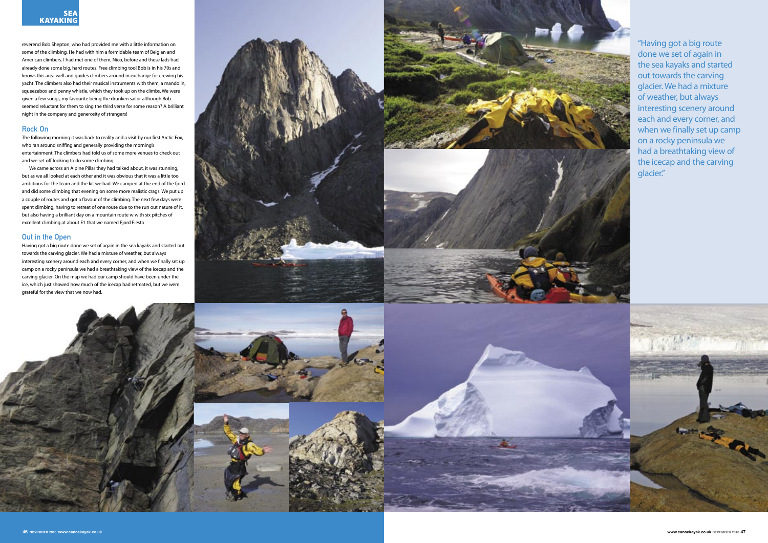reverend Bob Shepton, who had provided me with a little information on some of the climbing, He had with him a formidable team of Belgian and American climbers. I had met one of them, Nico, before and these lads had already done some big, hard routes. Free climbing too! Bob is in his 70s and knows this area well and guides climbers around in exchange for crewing his yacht. The climbers also had their musical instruments with them, a mandolin, squeezebox and penny whistle, which they took up on the climbs. We were given a few songs, my favourite being the drunken sailor although Bob seemed reluctant for them to sing the third verse for some reason? A brilliant night in the company and generosity of strangers!

## Rock On

The following morning it was back to reality and a visit by our first Arctic Fox, who ran around sniffing and generally providing the morning's entertainment. The climbers had told us of some more venues to check out and we set off looking to do some climbing.

We came across an Alpine Pillar they had talked about, it was stunning, but as we all looked at each other and it was obvious that it was a little too ambitious for the team and the kit we had. We camped at the end of the fjord and did some climbing that evening on some more realistic crags. We put up a couple of routes and got a flavour of the climbing. The next few days were spent climbing, having to retreat of one route due to the run out nature of it, but also having a brilliant day on a mountain route w with six pitches of excellent climbing at about E1 that we named Fjord Fiesta

## Out in the Open

Having got a big route done we set of again in the sea kayaks and started out towards the carving glacier. We had a mixture of weather, but always interesting scenery around each and every corner, and when we finally set up camp on a rocky peninsula we had a breathtaking view of the icecap and the carving glacier. On the map we had our camp should have been under the ice, which just showed how much of the icecap had retreated, but we were grateful for the view that we now had.

"Having got a big route done we set of again in the sea kayaks and started out towards the carving glacier. We had a mixture of weather, but always interesting scenery around each and every corner, and when we finally set up camp on a rocky peninsula we had a breathtaking view of the icecap and the carving glacier."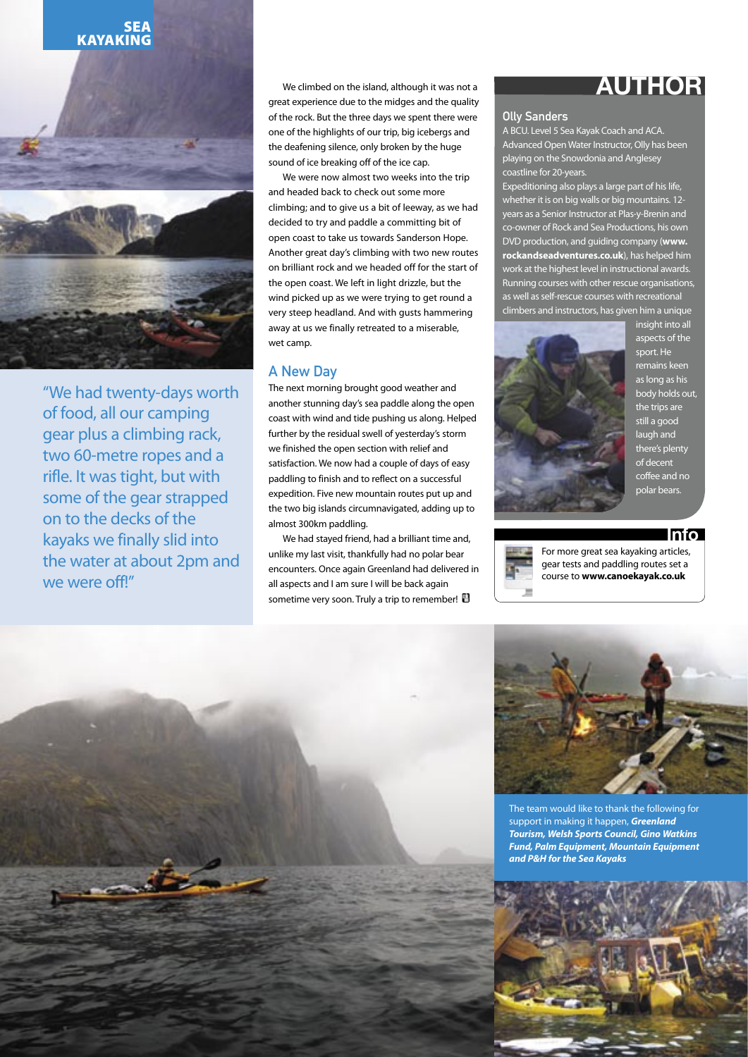"We had twenty-days worth of food, all our camping gear plus a climbing rack, two 60-metre ropes and a rifle. It was tight, but with some of the gear strapped on to the decks of the kayaks we finally slid into the water at about 2pm and we were off!"

We climbed on the island, although it was not a great experience due to the midges and the quality of the rock. But the three days we spent there were one of the highlights of our trip, big icebergs and the deafening silence, only broken by the huge sound of ice breaking off of the ice cap.

We were now almost two weeks into the trip and headed back to check out some more climbing; and to give us a bit of leeway, as we had decided to try and paddle a committing bit of open coast to take us towards Sanderson Hope. Another great day's climbing with two new routes on brilliant rock and we headed off for the start of the open coast. We left in light drizzle, but the wind picked up as we were trying to get round a very steep headland. And with gusts hammering away at us we finally retreated to a miserable, wet camp.

## A New Day

The next morning brought good weather and another stunning day's sea paddle along the open coast with wind and tide pushing us along. Helped further by the residual swell of yesterday's storm we finished the open section with relief and satisfaction. We now had a couple of days of easy paddling to finish and to reflect on a successful expedition. Five new mountain routes put up and the two big islands circumnavigated, adding up to almost 300km paddling.

We had stayed friend, had a brilliant time and, unlike my last visit, thankfully had no polar bear encounters. Once again Greenland had delivered in all aspects and I am sure I will be back again sometime very soon. Truly a trip to remember!

## AUTHOR

### Olly Sanders

A BCU. Level 5 Sea Kayak Coach and ACA. Advanced Open Water Instructor, Olly has been playing on the Snowdonia and Anglesey coastline for 20-years.

Expeditioning also plays a large part of his life, whether it is on big walls or big mountains. 12-years as a Senior Instructor at Plas-y-Brenin and co-owner of Rock and Sea Productions, his own DVD production, and guiding company (**www.rockandseadventures.co.uk**), has helped him work at the highest level in instructional awards. Running courses with other rescue organisations, as well as self-rescue courses with recreational climbers and instructors, has given him a unique insight into all aspects of the sport. He remains keen as long as his body holds out, the trips are still a good laugh and there's plenty of decent coffee and no polar bears.

## Info

For more great sea kayaking articles, gear tests and paddling routes set a course to **www.canoekayak.co.uk**

The team would like to thank the following for support in making it happen, ***Greenland Tourism, Welsh Sports Council, Gino Watkins Fund, Palm Equipment, Mountain Equipment and P&H for the Sea Kayaks***